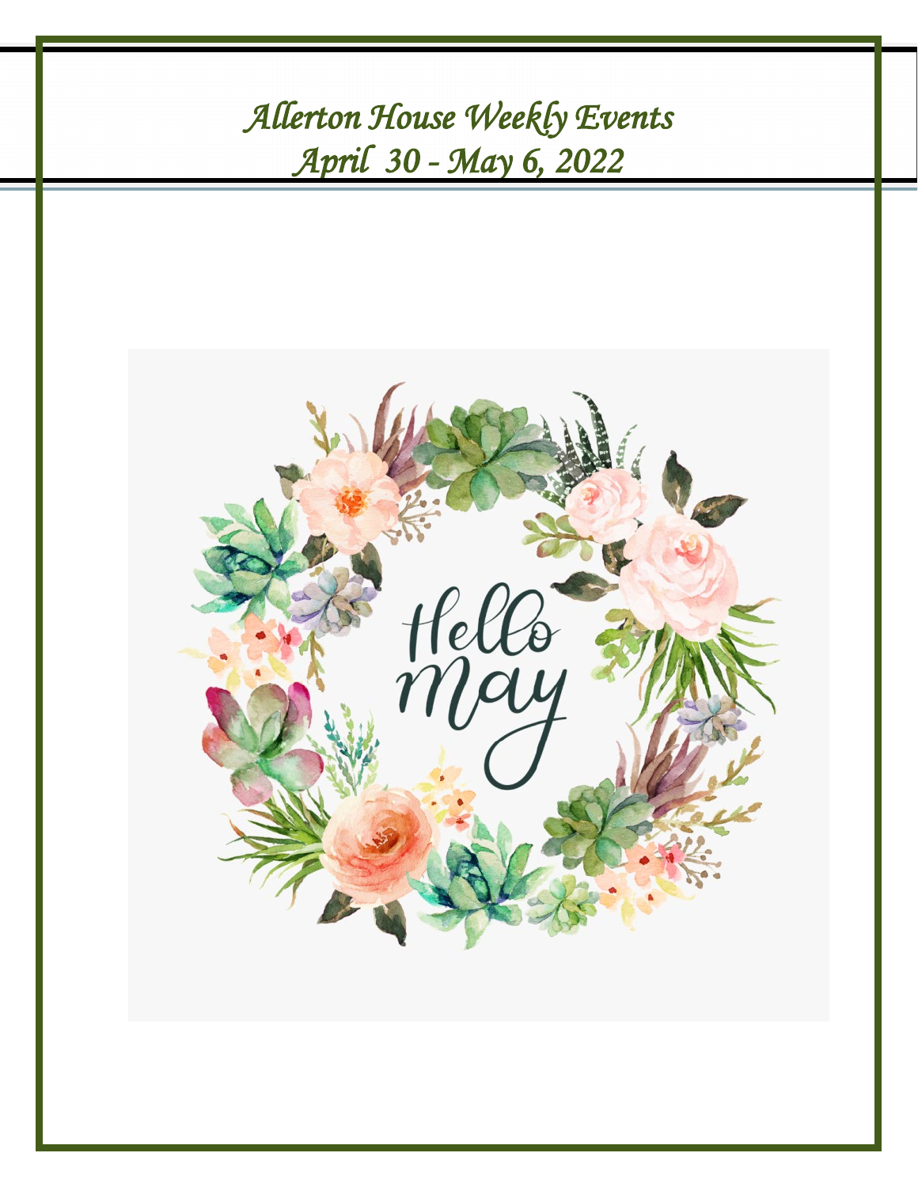# Allerton House Weekly Events
## April 30 - May 6, 2022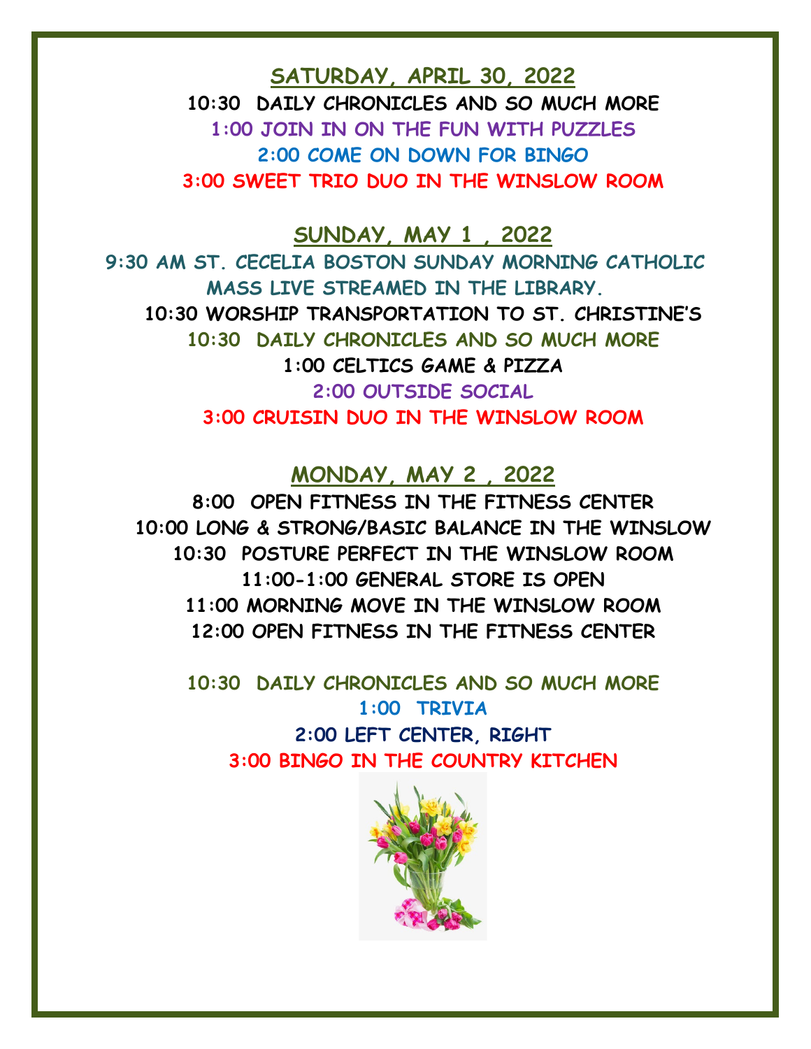## SATURDAY, APRIL 30, 2022

10:30 DAILY CHRONICLES AND SO MUCH MORE
1:00 JOIN IN ON THE FUN WITH PUZZLES
2:00 COME ON DOWN FOR BINGO
3:00 SWEET TRIO DUO IN THE WINSLOW ROOM

## SUNDAY, MAY 1 , 2022

9:30 AM ST. CECELIA BOSTON SUNDAY MORNING CATHOLIC MASS LIVE STREAMED IN THE LIBRARY.
10:30 WORSHIP TRANSPORTATION TO ST. CHRISTINE'S
10:30 DAILY CHRONICLES AND SO MUCH MORE
1:00 CELTICS GAME & PIZZA
2:00 OUTSIDE SOCIAL
3:00 CRUISIN DUO IN THE WINSLOW ROOM

## MONDAY, MAY 2 , 2022

8:00 OPEN FITNESS IN THE FITNESS CENTER
10:00 LONG & STRONG/BASIC BALANCE IN THE WINSLOW
10:30 POSTURE PERFECT IN THE WINSLOW ROOM
11:00-1:00 GENERAL STORE IS OPEN
11:00 MORNING MOVE IN THE WINSLOW ROOM
12:00 OPEN FITNESS IN THE FITNESS CENTER

10:30 DAILY CHRONICLES AND SO MUCH MORE
1:00 TRIVIA
2:00 LEFT CENTER, RIGHT
3:00 BINGO IN THE COUNTRY KITCHEN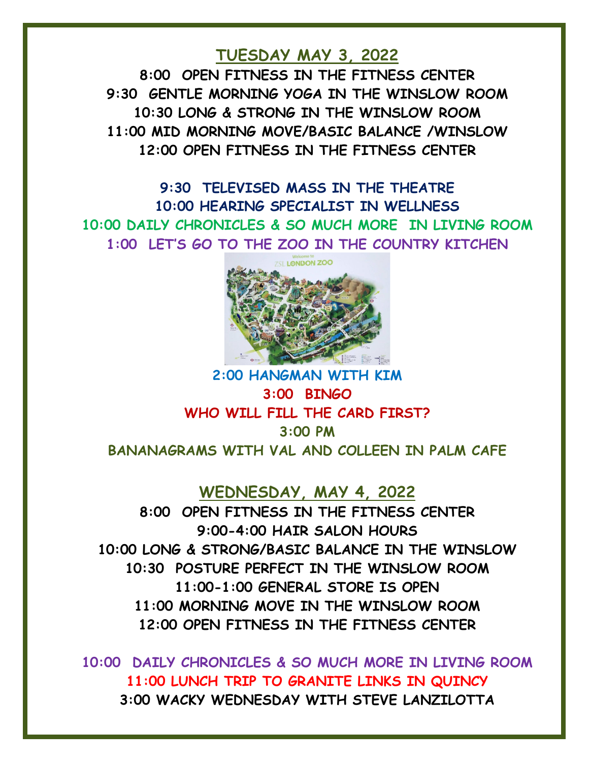## TUESDAY MAY 3, 2022

**8:00 OPEN FITNESS IN THE FITNESS CENTER**
**9:30 GENTLE MORNING YOGA IN THE WINSLOW ROOM**
**10:30 LONG & STRONG IN THE WINSLOW ROOM**
**11:00 MID MORNING MOVE/BASIC BALANCE /WINSLOW**
**12:00 OPEN FITNESS IN THE FITNESS CENTER**

**9:30 TELEVISED MASS IN THE THEATRE**
**10:00 HEARING SPECIALIST IN WELLNESS**
**10:00 DAILY CHRONICLES & SO MUCH MORE IN LIVING ROOM**
**1:00 LET'S GO TO THE ZOO IN THE COUNTRY KITCHEN**

**2:00 HANGMAN WITH KIM**
**3:00 BINGO**
**WHO WILL FILL THE CARD FIRST?**
**3:00 PM**
**BANANAGRAMS WITH VAL AND COLLEEN IN PALM CAFE**

## WEDNESDAY, MAY 4, 2022

**8:00 OPEN FITNESS IN THE FITNESS CENTER**
**9:00-4:00 HAIR SALON HOURS**
**10:00 LONG & STRONG/BASIC BALANCE IN THE WINSLOW**
**10:30 POSTURE PERFECT IN THE WINSLOW ROOM**
**11:00-1:00 GENERAL STORE IS OPEN**
**11:00 MORNING MOVE IN THE WINSLOW ROOM**
**12:00 OPEN FITNESS IN THE FITNESS CENTER**

**10:00 DAILY CHRONICLES & SO MUCH MORE IN LIVING ROOM**
**11:00 LUNCH TRIP TO GRANITE LINKS IN QUINCY**
**3:00 WACKY WEDNESDAY WITH STEVE LANZILOTTA**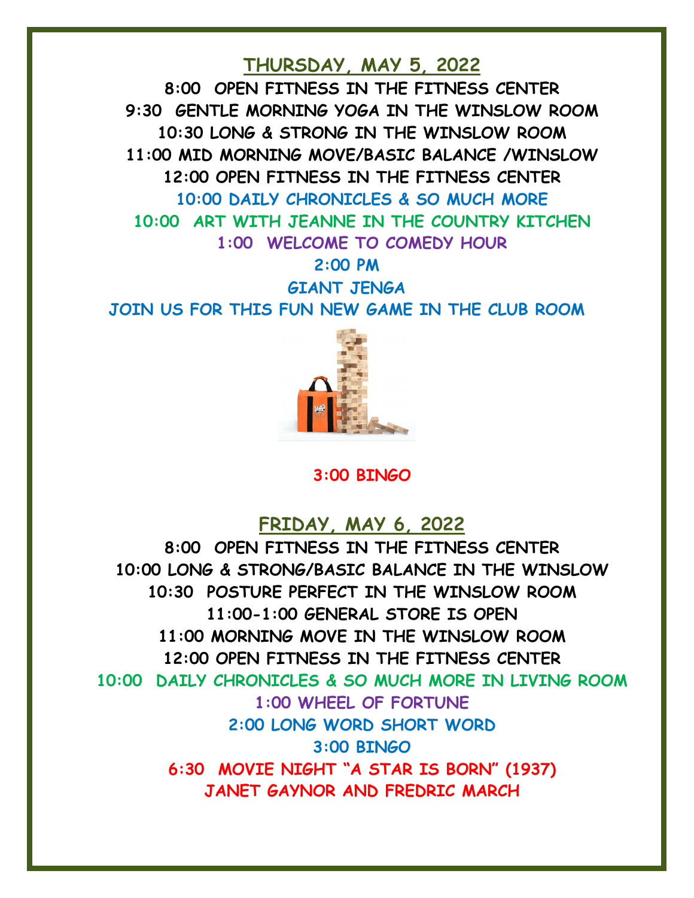## THURSDAY, MAY 5, 2022

**8:00 OPEN FITNESS IN THE FITNESS CENTER**

**9:30 GENTLE MORNING YOGA IN THE WINSLOW ROOM**

**10:30 LONG & STRONG IN THE WINSLOW ROOM**

**11:00 MID MORNING MOVE/BASIC BALANCE /WINSLOW**

**12:00 OPEN FITNESS IN THE FITNESS CENTER**

**10:00 DAILY CHRONICLES & SO MUCH MORE**

**10:00 ART WITH JEANNE IN THE COUNTRY KITCHEN**

**1:00 WELCOME TO COMEDY HOUR**

**2:00 PM**

**GIANT JENGA**

**JOIN US FOR THIS FUN NEW GAME IN THE CLUB ROOM**

**3:00 BINGO**

## FRIDAY, MAY 6, 2022

**8:00 OPEN FITNESS IN THE FITNESS CENTER**

**10:00 LONG & STRONG/BASIC BALANCE IN THE WINSLOW**

**10:30 POSTURE PERFECT IN THE WINSLOW ROOM**

**11:00-1:00 GENERAL STORE IS OPEN**

**11:00 MORNING MOVE IN THE WINSLOW ROOM**

**12:00 OPEN FITNESS IN THE FITNESS CENTER**

**10:00 DAILY CHRONICLES & SO MUCH MORE IN LIVING ROOM**

**1:00 WHEEL OF FORTUNE**

**2:00 LONG WORD SHORT WORD**

**3:00 BINGO**

**6:30 MOVIE NIGHT "A STAR IS BORN" (1937)**

**JANET GAYNOR AND FREDRIC MARCH**